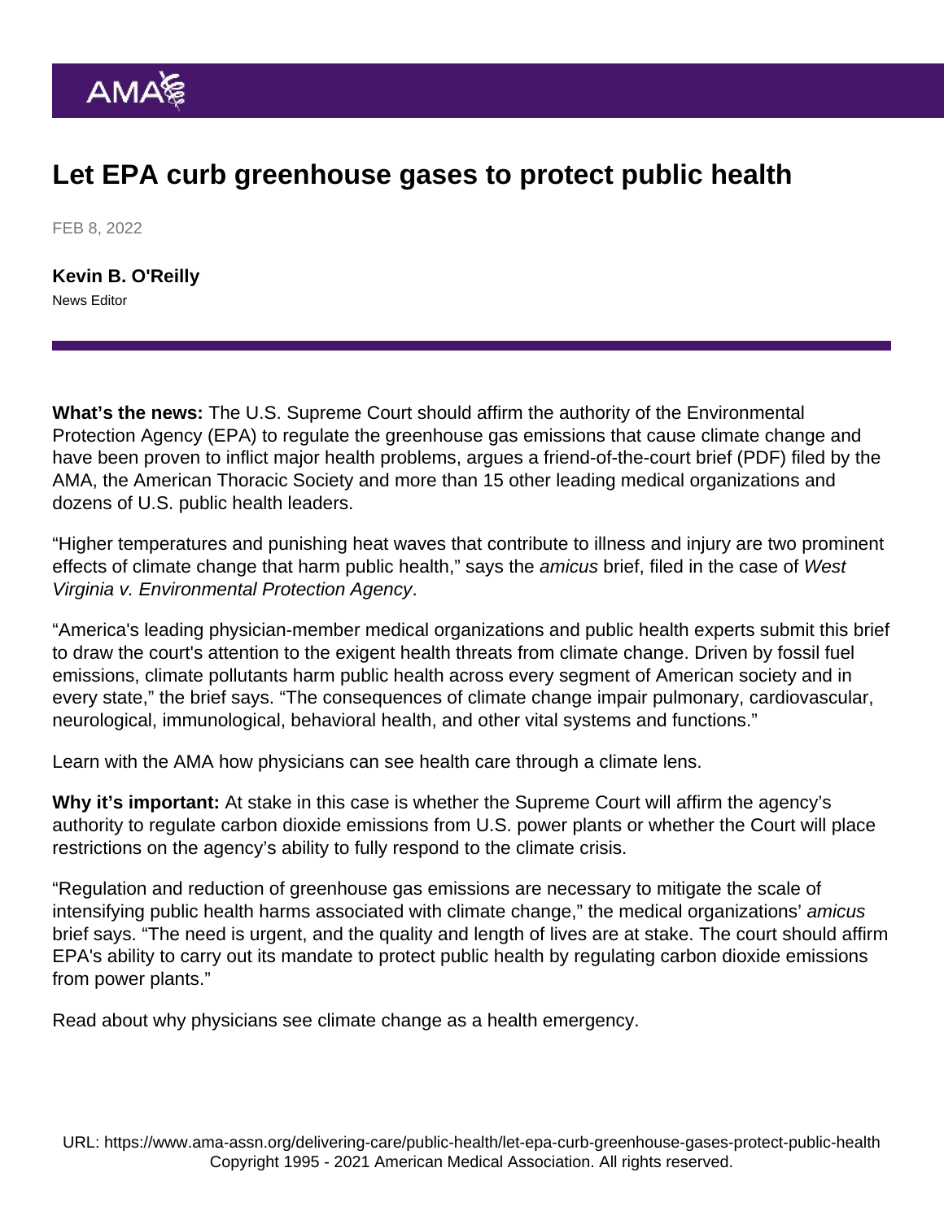AMA

# Let EPA curb greenhouse gases to protect public health

FEB 8, 2022

**Kevin B. O'Reilly**
News Editor

**What's the news:** The U.S. Supreme Court should affirm the authority of the Environmental Protection Agency (EPA) to regulate the greenhouse gas emissions that cause climate change and have been proven to inflict major health problems, argues a friend-of-the-court brief (PDF) filed by the AMA, the American Thoracic Society and more than 15 other leading medical organizations and dozens of U.S. public health leaders.

"Higher temperatures and punishing heat waves that contribute to illness and injury are two prominent effects of climate change that harm public health," says the *amicus* brief, filed in the case of *West Virginia v. Environmental Protection Agency*.

"America's leading physician-member medical organizations and public health experts submit this brief to draw the court's attention to the exigent health threats from climate change. Driven by fossil fuel emissions, climate pollutants harm public health across every segment of American society and in every state," the brief says. "The consequences of climate change impair pulmonary, cardiovascular, neurological, immunological, behavioral health, and other vital systems and functions."

Learn with the AMA how physicians can see health care through a climate lens.

**Why it's important:** At stake in this case is whether the Supreme Court will affirm the agency's authority to regulate carbon dioxide emissions from U.S. power plants or whether the Court will place restrictions on the agency's ability to fully respond to the climate crisis.

"Regulation and reduction of greenhouse gas emissions are necessary to mitigate the scale of intensifying public health harms associated with climate change," the medical organizations' *amicus* brief says. "The need is urgent, and the quality and length of lives are at stake. The court should affirm EPA's ability to carry out its mandate to protect public health by regulating carbon dioxide emissions from power plants."

Read about why physicians see climate change as a health emergency.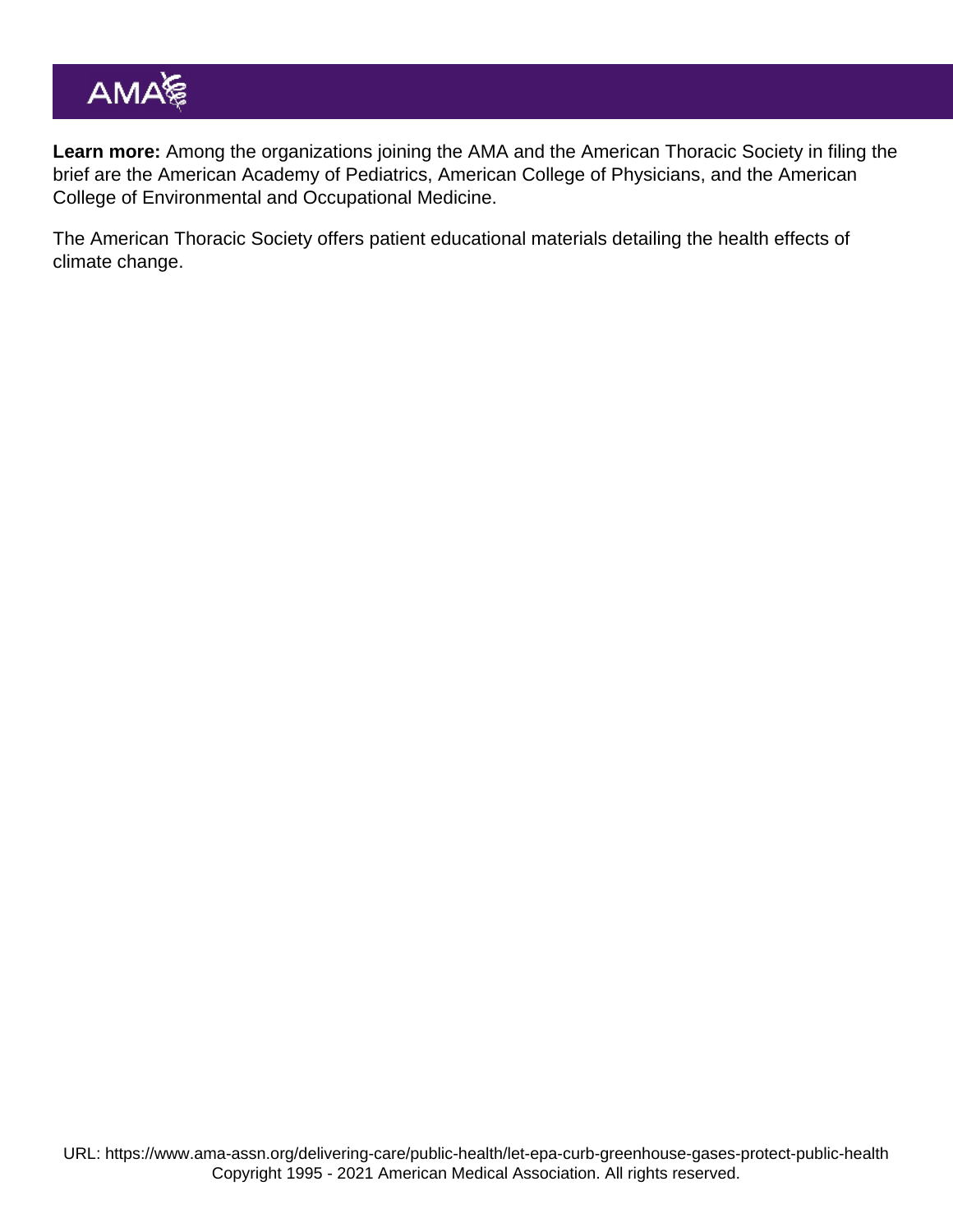**Learn more:** Among the organizations joining the AMA and the American Thoracic Society in filing the brief are the American Academy of Pediatrics, American College of Physicians, and the American College of Environmental and Occupational Medicine.

The American Thoracic Society offers patient educational materials detailing the health effects of climate change.